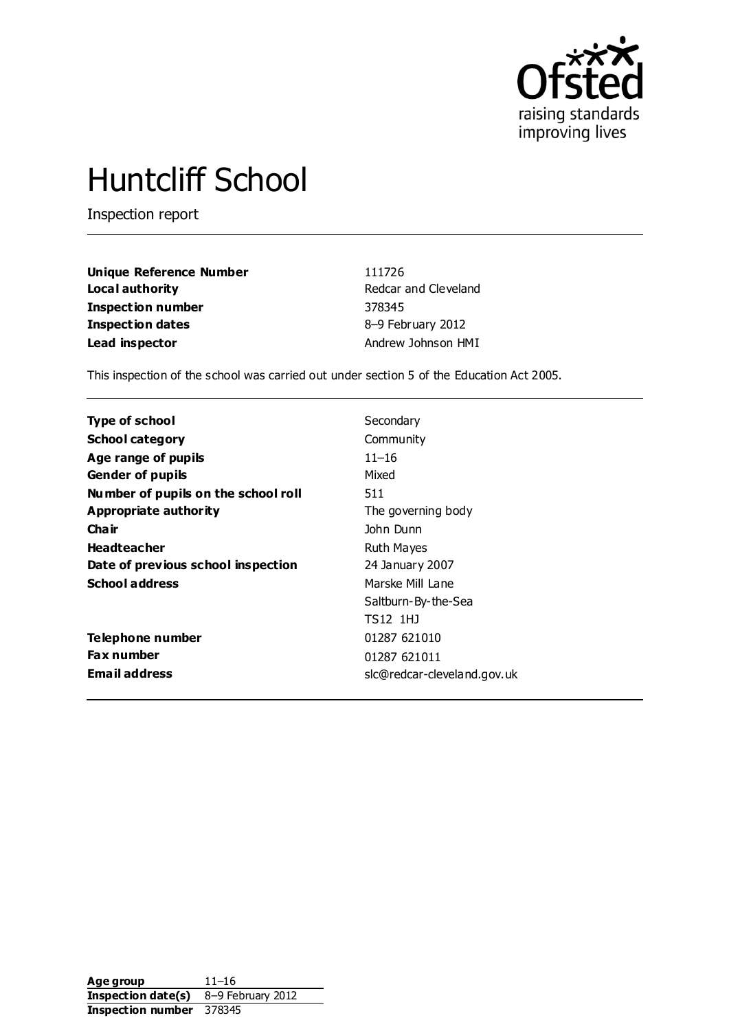# Huntcliff School

Inspection report

| | |
|---|---|
| **Unique Reference Number** | 111726 |
| **Local authority** | Redcar and Cleveland |
| **Inspection number** | 378345 |
| **Inspection dates** | 8–9 February 2012 |
| **Lead inspector** | Andrew Johnson HMI |

This inspection of the school was carried out under section 5 of the Education Act 2005.

| | |
|---|---|
| **Type of school** | Secondary |
| **School category** | Community |
| **Age range of pupils** | 11–16 |
| **Gender of pupils** | Mixed |
| **Number of pupils on the school roll** | 511 |
| **Appropriate authority** | The governing body |
| **Chair** | John Dunn |
| **Headteacher** | Ruth Mayes |
| **Date of previous school inspection** | 24 January 2007 |
| **School address** | Marske Mill Lane<br>Saltburn-By-the-Sea<br>TS12 1HJ |
| **Telephone number** | 01287 621010 |
| **Fax number** | 01287 621011 |
| **Email address** | slc@redcar-cleveland.gov.uk |

| | |
|---|---|
| **Age group** | 11–16 |
| **Inspection date(s)** | 8–9 February 2012 |
| **Inspection number** | 378345 |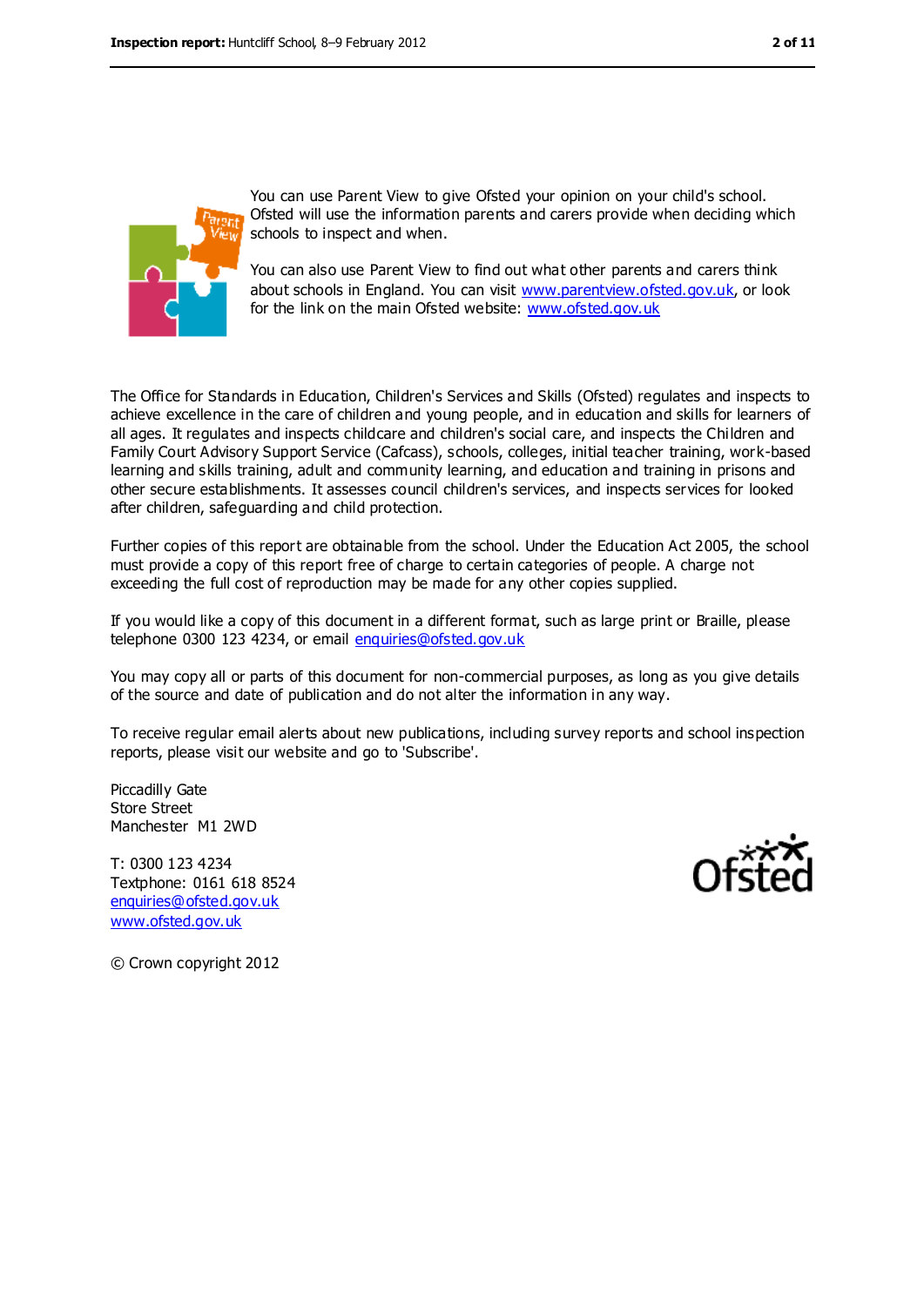You can use Parent View to give Ofsted your opinion on your child's school. Ofsted will use the information parents and carers provide when deciding which schools to inspect and when.

You can also use Parent View to find out what other parents and carers think about schools in England. You can visit www.parentview.ofsted.gov.uk, or look for the link on the main Ofsted website: www.ofsted.gov.uk

The Office for Standards in Education, Children's Services and Skills (Ofsted) regulates and inspects to achieve excellence in the care of children and young people, and in education and skills for learners of all ages. It regulates and inspects childcare and children's social care, and inspects the Children and Family Court Advisory Support Service (Cafcass), schools, colleges, initial teacher training, work-based learning and skills training, adult and community learning, and education and training in prisons and other secure establishments. It assesses council children's services, and inspects services for looked after children, safeguarding and child protection.

Further copies of this report are obtainable from the school. Under the Education Act 2005, the school must provide a copy of this report free of charge to certain categories of people. A charge not exceeding the full cost of reproduction may be made for any other copies supplied.

If you would like a copy of this document in a different format, such as large print or Braille, please telephone 0300 123 4234, or email enquiries@ofsted.gov.uk

You may copy all or parts of this document for non-commercial purposes, as long as you give details of the source and date of publication and do not alter the information in any way.

To receive regular email alerts about new publications, including survey reports and school inspection reports, please visit our website and go to 'Subscribe'.

Piccadilly Gate
Store Street
Manchester M1 2WD

T: 0300 123 4234
Textphone: 0161 618 8524
enquiries@ofsted.gov.uk
www.ofsted.gov.uk

© Crown copyright 2012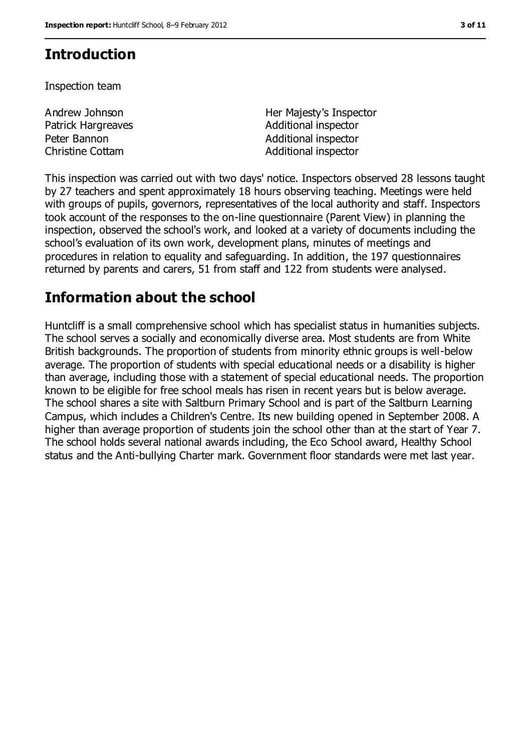## Introduction

Inspection team

| | |
|---|---|
| Andrew Johnson | Her Majesty's Inspector |
| Patrick Hargreaves | Additional inspector |
| Peter Bannon | Additional inspector |
| Christine Cottam | Additional inspector |

This inspection was carried out with two days' notice. Inspectors observed 28 lessons taught by 27 teachers and spent approximately 18 hours observing teaching. Meetings were held with groups of pupils, governors, representatives of the local authority and staff. Inspectors took account of the responses to the on-line questionnaire (Parent View) in planning the inspection, observed the school's work, and looked at a variety of documents including the school's evaluation of its own work, development plans, minutes of meetings and procedures in relation to equality and safeguarding. In addition, the 197 questionnaires returned by parents and carers, 51 from staff and 122 from students were analysed.

## Information about the school

Huntcliff is a small comprehensive school which has specialist status in humanities subjects. The school serves a socially and economically diverse area. Most students are from White British backgrounds. The proportion of students from minority ethnic groups is well-below average. The proportion of students with special educational needs or a disability is higher than average, including those with a statement of special educational needs. The proportion known to be eligible for free school meals has risen in recent years but is below average. The school shares a site with Saltburn Primary School and is part of the Saltburn Learning Campus, which includes a Children's Centre. Its new building opened in September 2008. A higher than average proportion of students join the school other than at the start of Year 7. The school holds several national awards including, the Eco School award, Healthy School status and the Anti-bullying Charter mark. Government floor standards were met last year.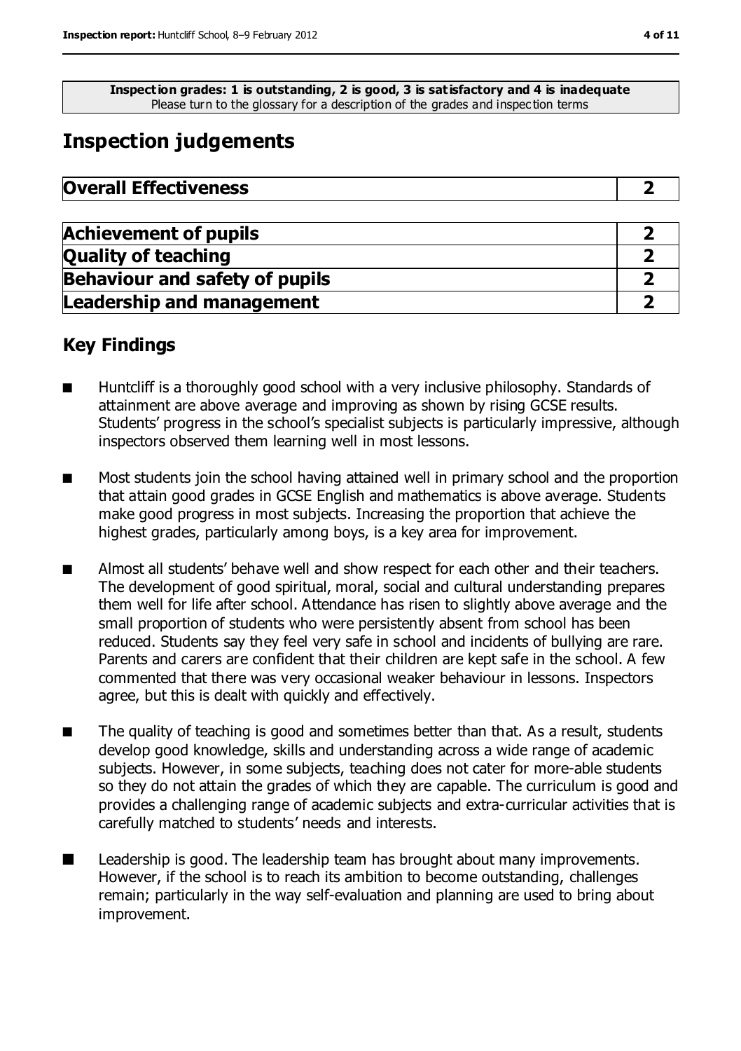**Inspection grades: 1 is outstanding, 2 is good, 3 is satisfactory and 4 is inadequate**
Please turn to the glossary for a description of the grades and inspection terms

# Inspection judgements

| **Overall Effectiveness** | **2** |
|---|---|

| | |
|---|---|
| **Achievement of pupils** | **2** |
| **Quality of teaching** | **2** |
| **Behaviour and safety of pupils** | **2** |
| **Leadership and management** | **2** |

## Key Findings

- Huntcliff is a thoroughly good school with a very inclusive philosophy. Standards of attainment are above average and improving as shown by rising GCSE results. Students' progress in the school's specialist subjects is particularly impressive, although inspectors observed them learning well in most lessons.
- Most students join the school having attained well in primary school and the proportion that attain good grades in GCSE English and mathematics is above average. Students make good progress in most subjects. Increasing the proportion that achieve the highest grades, particularly among boys, is a key area for improvement.
- Almost all students' behave well and show respect for each other and their teachers. The development of good spiritual, moral, social and cultural understanding prepares them well for life after school. Attendance has risen to slightly above average and the small proportion of students who were persistently absent from school has been reduced. Students say they feel very safe in school and incidents of bullying are rare. Parents and carers are confident that their children are kept safe in the school. A few commented that there was very occasional weaker behaviour in lessons. Inspectors agree, but this is dealt with quickly and effectively.
- The quality of teaching is good and sometimes better than that. As a result, students develop good knowledge, skills and understanding across a wide range of academic subjects. However, in some subjects, teaching does not cater for more-able students so they do not attain the grades of which they are capable. The curriculum is good and provides a challenging range of academic subjects and extra-curricular activities that is carefully matched to students' needs and interests.
- Leadership is good. The leadership team has brought about many improvements. However, if the school is to reach its ambition to become outstanding, challenges remain; particularly in the way self-evaluation and planning are used to bring about improvement.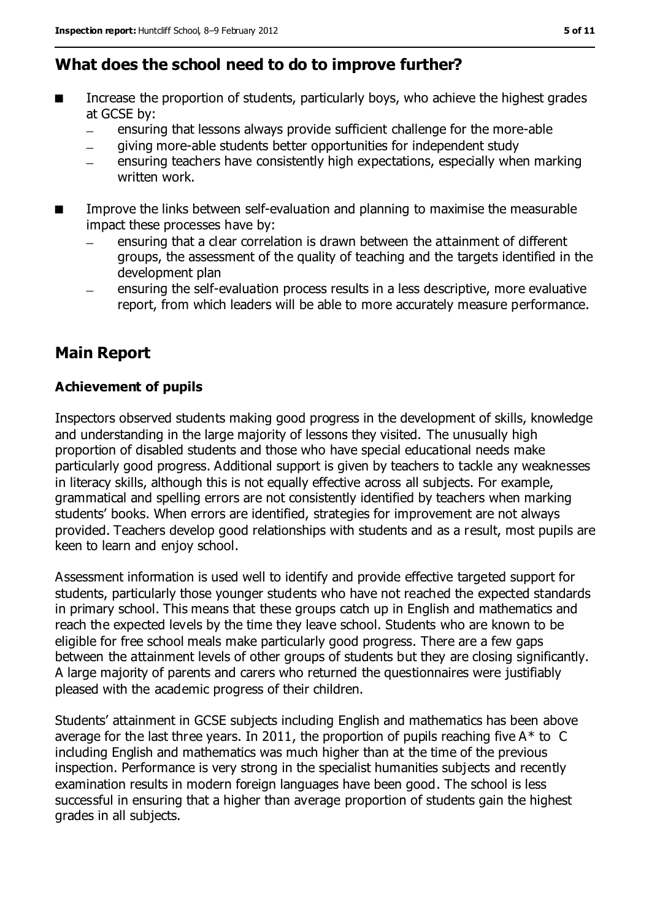## What does the school need to do to improve further?

- Increase the proportion of students, particularly boys, who achieve the highest grades at GCSE by:
  - ensuring that lessons always provide sufficient challenge for the more-able
  - giving more-able students better opportunities for independent study
  - ensuring teachers have consistently high expectations, especially when marking written work.
- Improve the links between self-evaluation and planning to maximise the measurable impact these processes have by:
  - ensuring that a clear correlation is drawn between the attainment of different groups, the assessment of the quality of teaching and the targets identified in the development plan
  - ensuring the self-evaluation process results in a less descriptive, more evaluative report, from which leaders will be able to more accurately measure performance.

## Main Report

### Achievement of pupils

Inspectors observed students making good progress in the development of skills, knowledge and understanding in the large majority of lessons they visited. The unusually high proportion of disabled students and those who have special educational needs make particularly good progress. Additional support is given by teachers to tackle any weaknesses in literacy skills, although this is not equally effective across all subjects. For example, grammatical and spelling errors are not consistently identified by teachers when marking students' books. When errors are identified, strategies for improvement are not always provided. Teachers develop good relationships with students and as a result, most pupils are keen to learn and enjoy school.

Assessment information is used well to identify and provide effective targeted support for students, particularly those younger students who have not reached the expected standards in primary school. This means that these groups catch up in English and mathematics and reach the expected levels by the time they leave school. Students who are known to be eligible for free school meals make particularly good progress. There are a few gaps between the attainment levels of other groups of students but they are closing significantly. A large majority of parents and carers who returned the questionnaires were justifiably pleased with the academic progress of their children.

Students' attainment in GCSE subjects including English and mathematics has been above average for the last three years. In 2011, the proportion of pupils reaching five A* to C including English and mathematics was much higher than at the time of the previous inspection. Performance is very strong in the specialist humanities subjects and recently examination results in modern foreign languages have been good. The school is less successful in ensuring that a higher than average proportion of students gain the highest grades in all subjects.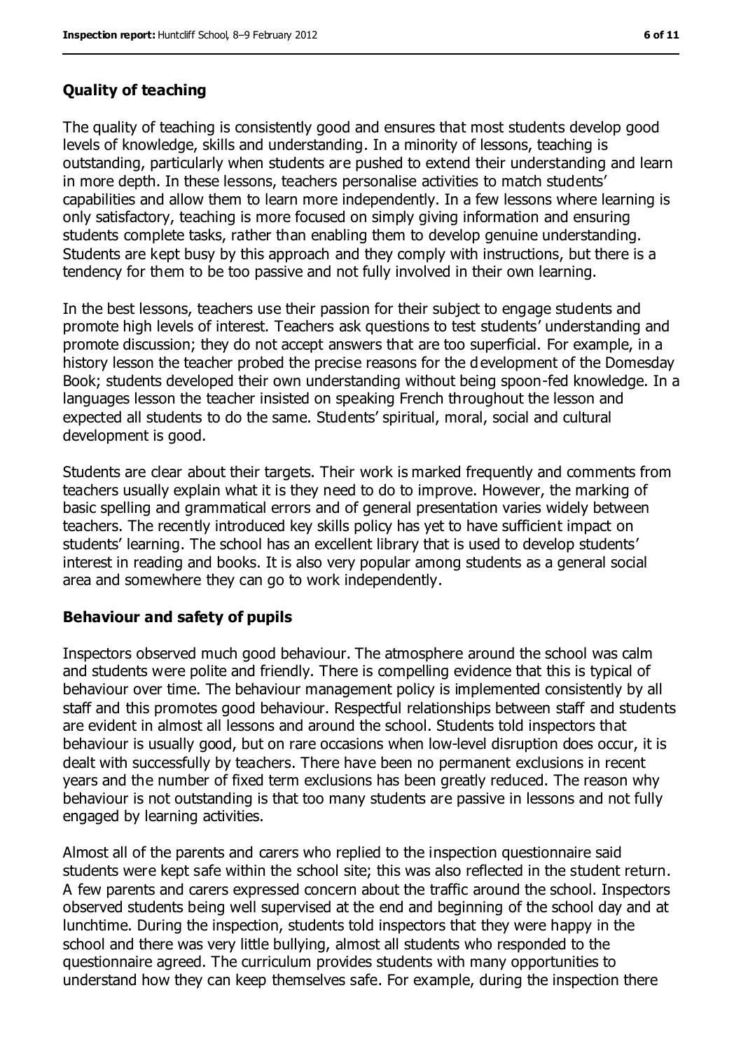### Quality of teaching

The quality of teaching is consistently good and ensures that most students develop good levels of knowledge, skills and understanding. In a minority of lessons, teaching is outstanding, particularly when students are pushed to extend their understanding and learn in more depth. In these lessons, teachers personalise activities to match students' capabilities and allow them to learn more independently. In a few lessons where learning is only satisfactory, teaching is more focused on simply giving information and ensuring students complete tasks, rather than enabling them to develop genuine understanding. Students are kept busy by this approach and they comply with instructions, but there is a tendency for them to be too passive and not fully involved in their own learning.

In the best lessons, teachers use their passion for their subject to engage students and promote high levels of interest. Teachers ask questions to test students' understanding and promote discussion; they do not accept answers that are too superficial. For example, in a history lesson the teacher probed the precise reasons for the development of the Domesday Book; students developed their own understanding without being spoon-fed knowledge. In a languages lesson the teacher insisted on speaking French throughout the lesson and expected all students to do the same. Students' spiritual, moral, social and cultural development is good.

Students are clear about their targets. Their work is marked frequently and comments from teachers usually explain what it is they need to do to improve. However, the marking of basic spelling and grammatical errors and of general presentation varies widely between teachers. The recently introduced key skills policy has yet to have sufficient impact on students' learning. The school has an excellent library that is used to develop students' interest in reading and books. It is also very popular among students as a general social area and somewhere they can go to work independently.

### Behaviour and safety of pupils

Inspectors observed much good behaviour. The atmosphere around the school was calm and students were polite and friendly. There is compelling evidence that this is typical of behaviour over time. The behaviour management policy is implemented consistently by all staff and this promotes good behaviour. Respectful relationships between staff and students are evident in almost all lessons and around the school. Students told inspectors that behaviour is usually good, but on rare occasions when low-level disruption does occur, it is dealt with successfully by teachers. There have been no permanent exclusions in recent years and the number of fixed term exclusions has been greatly reduced. The reason why behaviour is not outstanding is that too many students are passive in lessons and not fully engaged by learning activities.

Almost all of the parents and carers who replied to the inspection questionnaire said students were kept safe within the school site; this was also reflected in the student return. A few parents and carers expressed concern about the traffic around the school. Inspectors observed students being well supervised at the end and beginning of the school day and at lunchtime. During the inspection, students told inspectors that they were happy in the school and there was very little bullying, almost all students who responded to the questionnaire agreed. The curriculum provides students with many opportunities to understand how they can keep themselves safe. For example, during the inspection there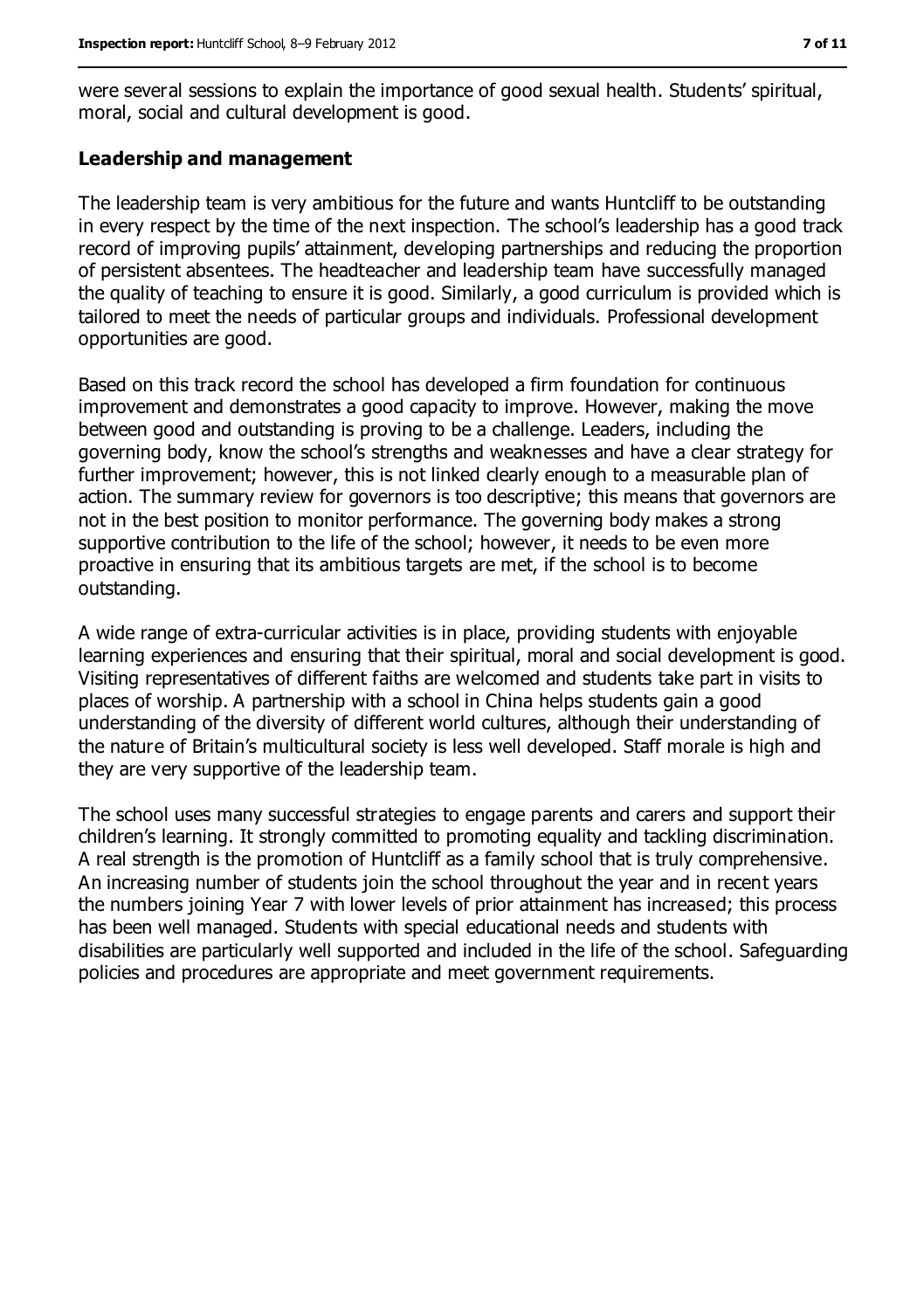were several sessions to explain the importance of good sexual health. Students' spiritual, moral, social and cultural development is good.

### Leadership and management

The leadership team is very ambitious for the future and wants Huntcliff to be outstanding in every respect by the time of the next inspection. The school's leadership has a good track record of improving pupils' attainment, developing partnerships and reducing the proportion of persistent absentees. The headteacher and leadership team have successfully managed the quality of teaching to ensure it is good. Similarly, a good curriculum is provided which is tailored to meet the needs of particular groups and individuals. Professional development opportunities are good.

Based on this track record the school has developed a firm foundation for continuous improvement and demonstrates a good capacity to improve. However, making the move between good and outstanding is proving to be a challenge. Leaders, including the governing body, know the school's strengths and weaknesses and have a clear strategy for further improvement; however, this is not linked clearly enough to a measurable plan of action. The summary review for governors is too descriptive; this means that governors are not in the best position to monitor performance. The governing body makes a strong supportive contribution to the life of the school; however, it needs to be even more proactive in ensuring that its ambitious targets are met, if the school is to become outstanding.

A wide range of extra-curricular activities is in place, providing students with enjoyable learning experiences and ensuring that their spiritual, moral and social development is good. Visiting representatives of different faiths are welcomed and students take part in visits to places of worship. A partnership with a school in China helps students gain a good understanding of the diversity of different world cultures, although their understanding of the nature of Britain's multicultural society is less well developed. Staff morale is high and they are very supportive of the leadership team.

The school uses many successful strategies to engage parents and carers and support their children's learning. It strongly committed to promoting equality and tackling discrimination. A real strength is the promotion of Huntcliff as a family school that is truly comprehensive. An increasing number of students join the school throughout the year and in recent years the numbers joining Year 7 with lower levels of prior attainment has increased; this process has been well managed. Students with special educational needs and students with disabilities are particularly well supported and included in the life of the school. Safeguarding policies and procedures are appropriate and meet government requirements.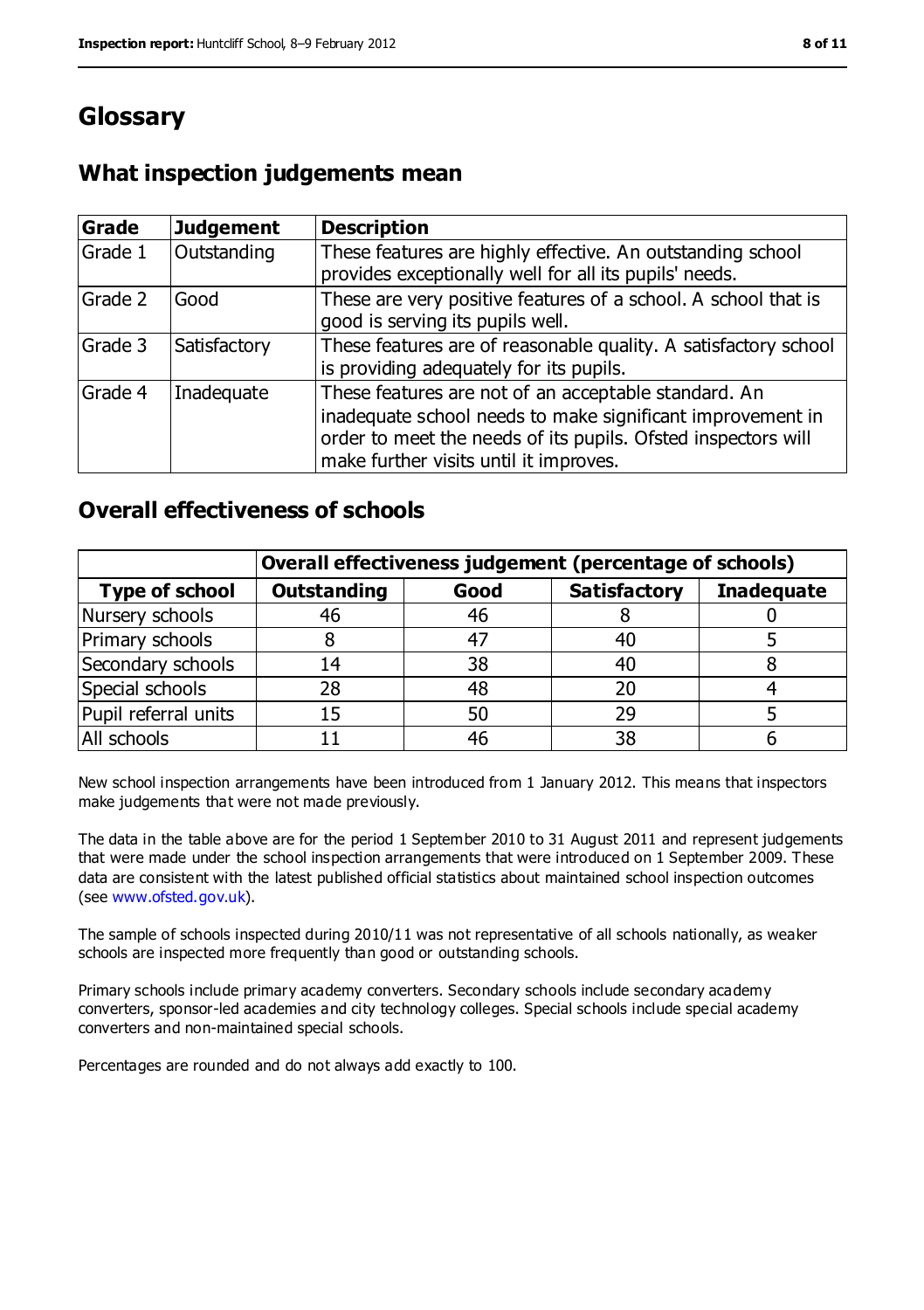# Glossary

## What inspection judgements mean

| Grade | Judgement | Description |
|---|---|---|
| Grade 1 | Outstanding | These features are highly effective. An outstanding school provides exceptionally well for all its pupils' needs. |
| Grade 2 | Good | These are very positive features of a school. A school that is good is serving its pupils well. |
| Grade 3 | Satisfactory | These features are of reasonable quality. A satisfactory school is providing adequately for its pupils. |
| Grade 4 | Inadequate | These features are not of an acceptable standard. An inadequate school needs to make significant improvement in order to meet the needs of its pupils. Ofsted inspectors will make further visits until it improves. |

## Overall effectiveness of schools

| | Overall effectiveness judgement (percentage of schools) | | | |
|---|---|---|---|---|
| **Type of school** | **Outstanding** | **Good** | **Satisfactory** | **Inadequate** |
| Nursery schools | 46 | 46 | 8 | 0 |
| Primary schools | 8 | 47 | 40 | 5 |
| Secondary schools | 14 | 38 | 40 | 8 |
| Special schools | 28 | 48 | 20 | 4 |
| Pupil referral units | 15 | 50 | 29 | 5 |
| All schools | 11 | 46 | 38 | 6 |

New school inspection arrangements have been introduced from 1 January 2012. This means that inspectors make judgements that were not made previously.

The data in the table above are for the period 1 September 2010 to 31 August 2011 and represent judgements that were made under the school inspection arrangements that were introduced on 1 September 2009. These data are consistent with the latest published official statistics about maintained school inspection outcomes (see www.ofsted.gov.uk).

The sample of schools inspected during 2010/11 was not representative of all schools nationally, as weaker schools are inspected more frequently than good or outstanding schools.

Primary schools include primary academy converters. Secondary schools include secondary academy converters, sponsor-led academies and city technology colleges. Special schools include special academy converters and non-maintained special schools.

Percentages are rounded and do not always add exactly to 100.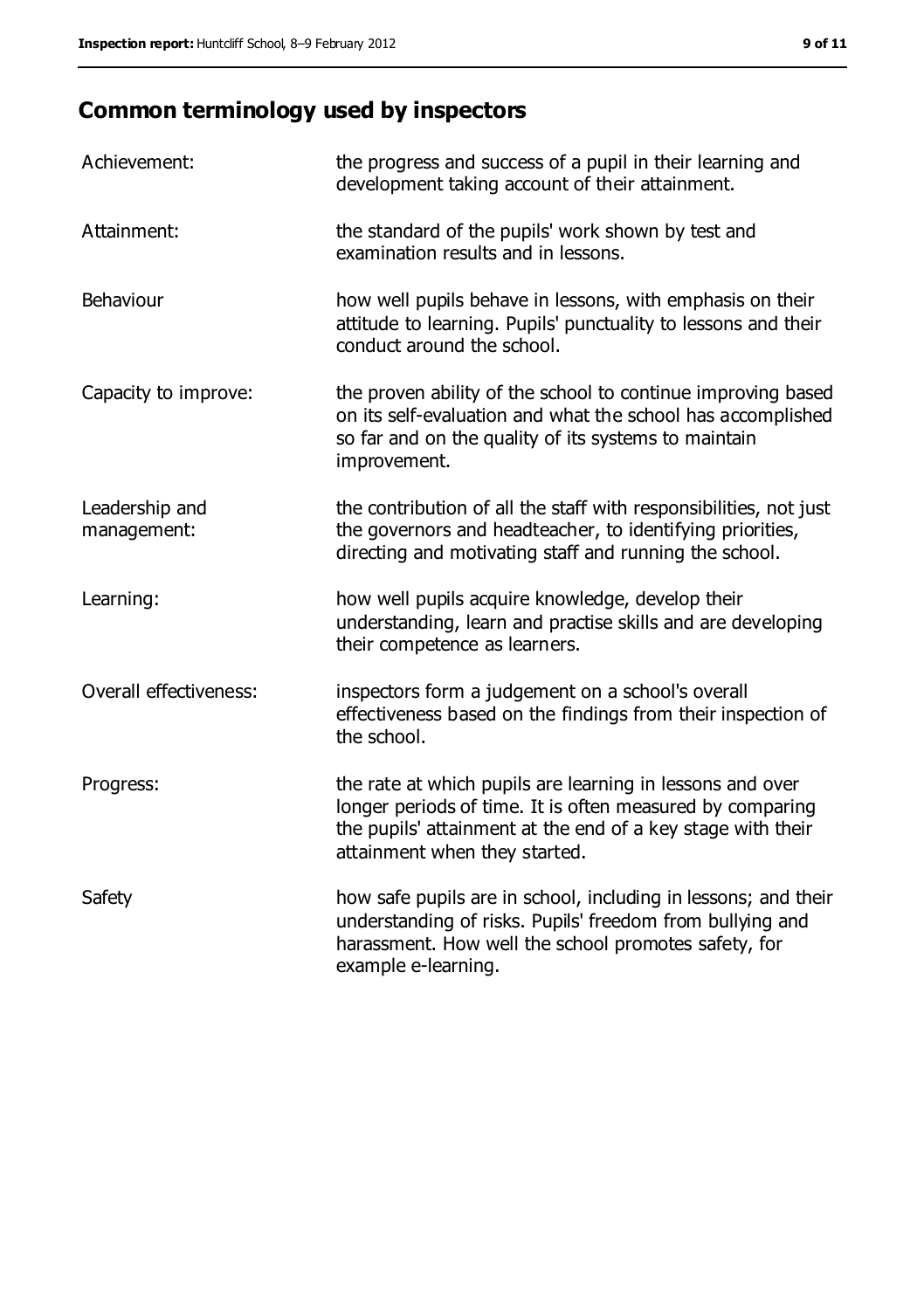## Common terminology used by inspectors

| | |
|---|---|
| Achievement: | the progress and success of a pupil in their learning and development taking account of their attainment. |
| Attainment: | the standard of the pupils' work shown by test and examination results and in lessons. |
| Behaviour | how well pupils behave in lessons, with emphasis on their attitude to learning. Pupils' punctuality to lessons and their conduct around the school. |
| Capacity to improve: | the proven ability of the school to continue improving based on its self-evaluation and what the school has accomplished so far and on the quality of its systems to maintain improvement. |
| Leadership and management: | the contribution of all the staff with responsibilities, not just the governors and headteacher, to identifying priorities, directing and motivating staff and running the school. |
| Learning: | how well pupils acquire knowledge, develop their understanding, learn and practise skills and are developing their competence as learners. |
| Overall effectiveness: | inspectors form a judgement on a school's overall effectiveness based on the findings from their inspection of the school. |
| Progress: | the rate at which pupils are learning in lessons and over longer periods of time. It is often measured by comparing the pupils' attainment at the end of a key stage with their attainment when they started. |
| Safety | how safe pupils are in school, including in lessons; and their understanding of risks. Pupils' freedom from bullying and harassment. How well the school promotes safety, for example e-learning. |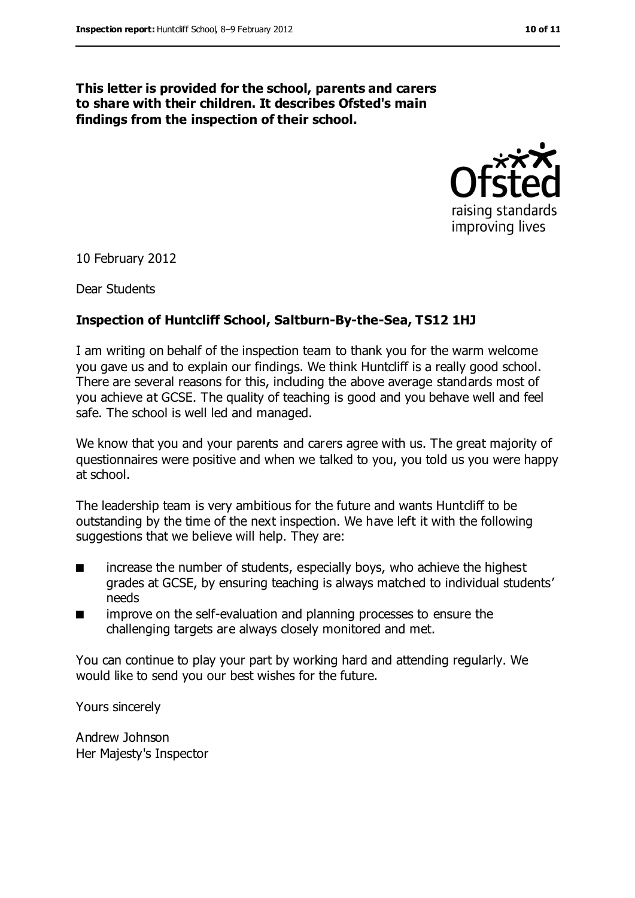**This letter is provided for the school, parents and carers to share with their children. It describes Ofsted's main findings from the inspection of their school.**

10 February 2012

Dear Students

**Inspection of Huntcliff School, Saltburn-By-the-Sea, TS12 1HJ**

I am writing on behalf of the inspection team to thank you for the warm welcome you gave us and to explain our findings. We think Huntcliff is a really good school. There are several reasons for this, including the above average standards most of you achieve at GCSE. The quality of teaching is good and you behave well and feel safe. The school is well led and managed.

We know that you and your parents and carers agree with us. The great majority of questionnaires were positive and when we talked to you, you told us you were happy at school.

The leadership team is very ambitious for the future and wants Huntcliff to be outstanding by the time of the next inspection. We have left it with the following suggestions that we believe will help. They are:

- increase the number of students, especially boys, who achieve the highest grades at GCSE, by ensuring teaching is always matched to individual students' needs
- improve on the self-evaluation and planning processes to ensure the challenging targets are always closely monitored and met.

You can continue to play your part by working hard and attending regularly. We would like to send you our best wishes for the future.

Yours sincerely

Andrew Johnson
Her Majesty's Inspector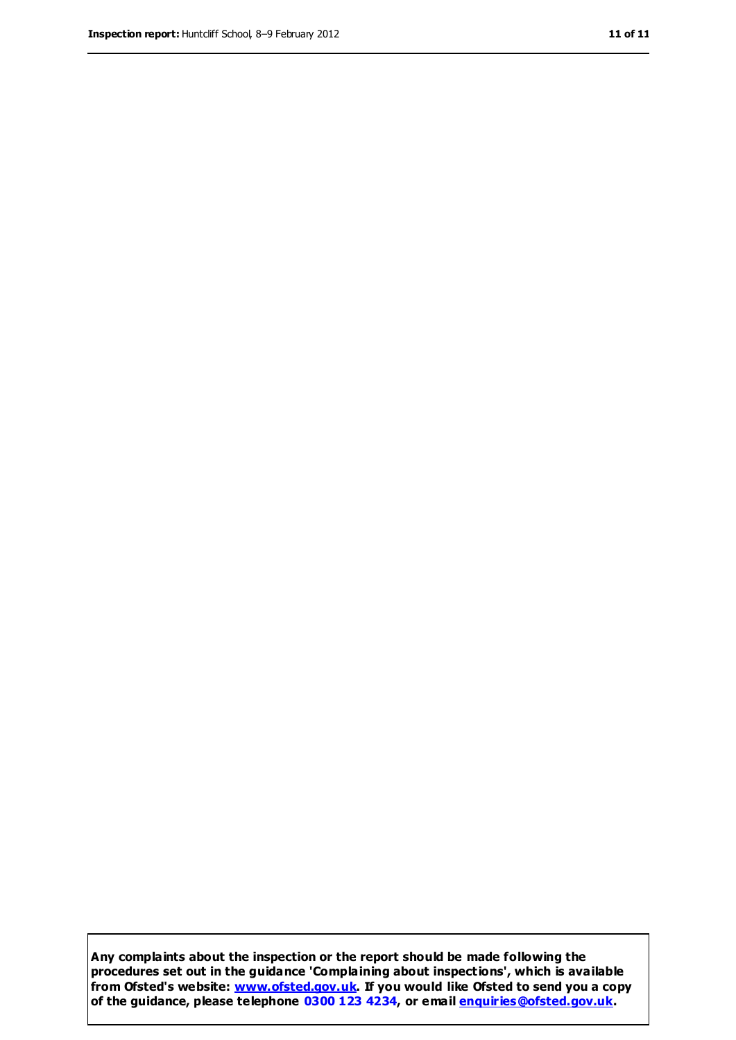**Any complaints about the inspection or the report should be made following the procedures set out in the guidance 'Complaining about inspections', which is available from Ofsted's website: [www.ofsted.gov.uk](http://www.ofsted.gov.uk). If you would like Ofsted to send you a copy of the guidance, please telephone 0300 123 4234, or email [enquiries@ofsted.gov.uk](mailto:enquiries@ofsted.gov.uk).**